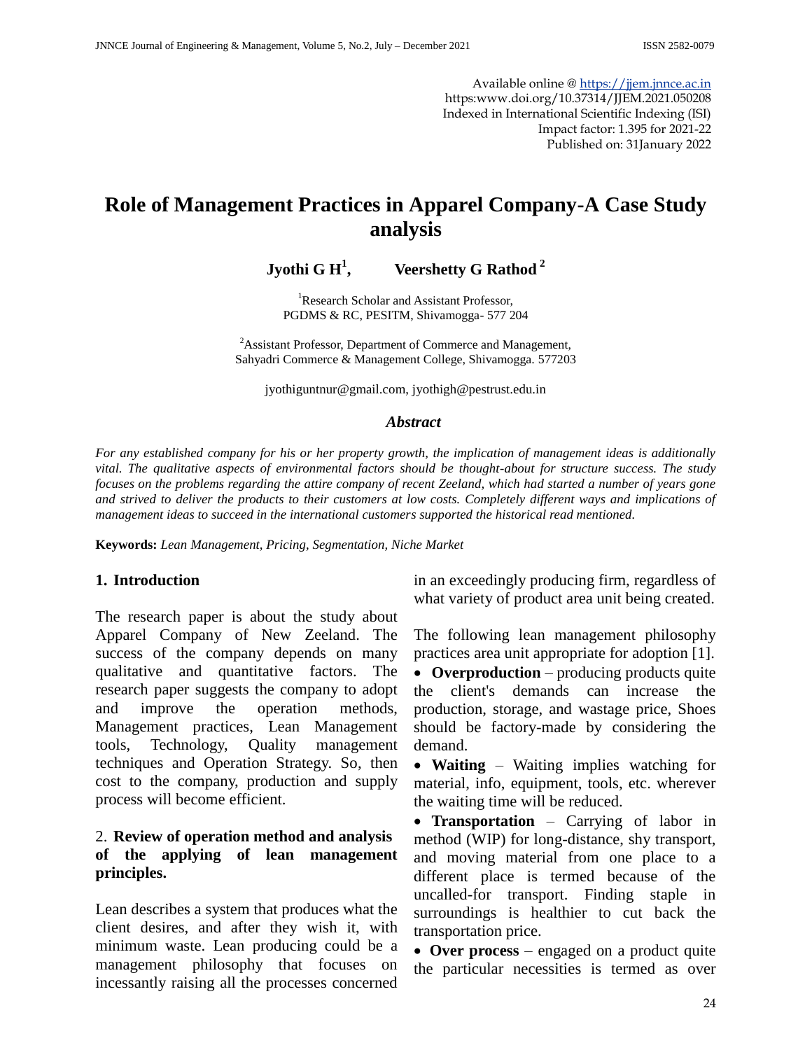Available online @ https://jjem.jnnce.ac.in
https:www.doi.org/10.37314/JJEM.2021.050208
Indexed in International Scientific Indexing (ISI)
Impact factor: 1.395 for 2021-22
Published on: 31January 2022

# Role of Management Practices in Apparel Company-A Case Study analysis

**Jyothi G H[1], Veershetty G Rathod [2]**

[1]Research Scholar and Assistant Professor, PGDMS & RC, PESITM, Shivamogga- 577 204

[2]Assistant Professor, Department of Commerce and Management, Sahyadri Commerce & Management College, Shivamogga. 577203

jyothiguntnur@gmail.com, jyothigh@pestrust.edu.in

### *Abstract*

*For any established company for his or her property growth, the implication of management ideas is additionally vital. The qualitative aspects of environmental factors should be thought-about for structure success. The study focuses on the problems regarding the attire company of recent Zeeland, which had started a number of years gone and strived to deliver the products to their customers at low costs. Completely different ways and implications of management ideas to succeed in the international customers supported the historical read mentioned.*

**Keywords:** *Lean Management, Pricing, Segmentation, Niche Market*

## 1. Introduction

The research paper is about the study about Apparel Company of New Zeeland. The success of the company depends on many qualitative and quantitative factors. The research paper suggests the company to adopt and improve the operation methods, Management practices, Lean Management tools, Technology, Quality management techniques and Operation Strategy. So, then cost to the company, production and supply process will become efficient.

## 2. Review of operation method and analysis of the applying of lean management principles.

Lean describes a system that produces what the client desires, and after they wish it, with minimum waste. Lean producing could be a management philosophy that focuses on incessantly raising all the processes concerned in an exceedingly producing firm, regardless of what variety of product area unit being created.

The following lean management philosophy practices area unit appropriate for adoption [1].

- **Overproduction** – producing products quite the client's demands can increase the production, storage, and wastage price, Shoes should be factory-made by considering the demand.
- **Waiting** – Waiting implies watching for material, info, equipment, tools, etc. wherever the waiting time will be reduced.
- **Transportation** – Carrying of labor in method (WIP) for long-distance, shy transport, and moving material from one place to a different place is termed because of the uncalled-for transport. Finding staple in surroundings is healthier to cut back the transportation price.
- **Over process** – engaged on a product quite the particular necessities is termed as over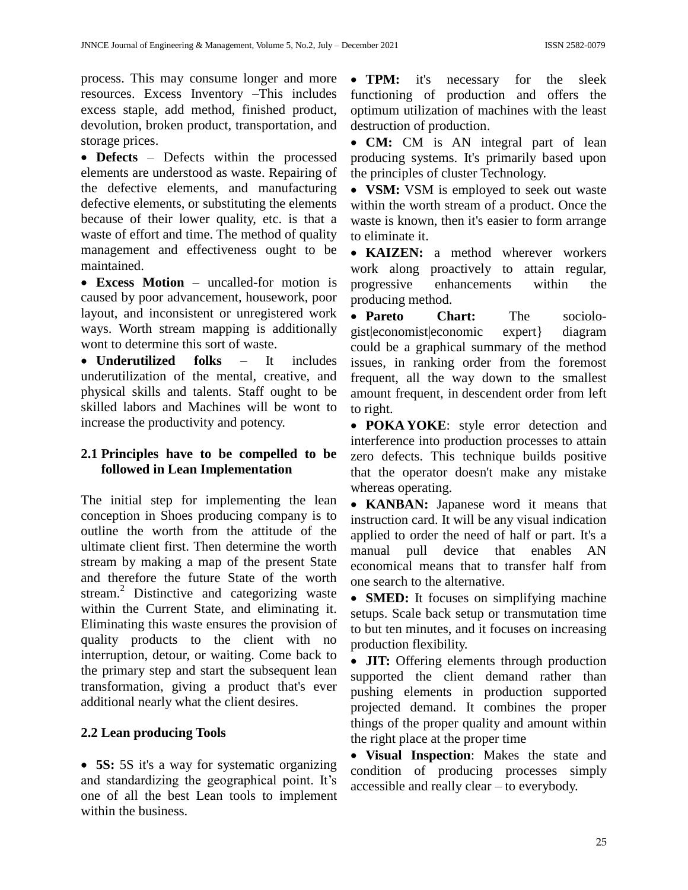process. This may consume longer and more resources. Excess Inventory –This includes excess staple, add method, finished product, devolution, broken product, transportation, and storage prices.

- **Defects** – Defects within the processed elements are understood as waste. Repairing of the defective elements, and manufacturing defective elements, or substituting the elements because of their lower quality, etc. is that a waste of effort and time. The method of quality management and effectiveness ought to be maintained.
- **Excess Motion** – uncalled-for motion is caused by poor advancement, housework, poor layout, and inconsistent or unregistered work ways. Worth stream mapping is additionally wont to determine this sort of waste.
- **Underutilized folks** – It includes underutilization of the mental, creative, and physical skills and talents. Staff ought to be skilled labors and Machines will be wont to increase the productivity and potency.

## 2.1 Principles have to be compelled to be followed in Lean Implementation

The initial step for implementing the lean conception in Shoes producing company is to outline the worth from the attitude of the ultimate client first. Then determine the worth stream by making a map of the present State and therefore the future State of the worth stream.[2] Distinctive and categorizing waste within the Current State, and eliminating it. Eliminating this waste ensures the provision of quality products to the client with no interruption, detour, or waiting. Come back to the primary step and start the subsequent lean transformation, giving a product that's ever additional nearly what the client desires.

## 2.2 Lean producing Tools

- **5S:** 5S it's a way for systematic organizing and standardizing the geographical point. It’s one of all the best Lean tools to implement within the business.
- **TPM:** it's necessary for the sleek functioning of production and offers the optimum utilization of machines with the least destruction of production.
- **CM:** CM is AN integral part of lean producing systems. It's primarily based upon the principles of cluster Technology.
- **VSM:** VSM is employed to seek out waste within the worth stream of a product. Once the waste is known, then it's easier to form arrange to eliminate it.
- **KAIZEN:** a method wherever workers work along proactively to attain regular, progressive enhancements within the producing method.
- **Pareto Chart:** The sociologist|economist|economic expert} diagram could be a graphical summary of the method issues, in ranking order from the foremost frequent, all the way down to the smallest amount frequent, in descendent order from left to right.
- **POKA YOKE**: style error detection and interference into production processes to attain zero defects. This technique builds positive that the operator doesn't make any mistake whereas operating.
- **KANBAN:** Japanese word it means that instruction card. It will be any visual indication applied to order the need of half or part. It's a manual pull device that enables AN economical means that to transfer half from one search to the alternative.
- **SMED:** It focuses on simplifying machine setups. Scale back setup or transmutation time to but ten minutes, and it focuses on increasing production flexibility.
- **JIT:** Offering elements through production supported the client demand rather than pushing elements in production supported projected demand. It combines the proper things of the proper quality and amount within the right place at the proper time
- **Visual Inspection**: Makes the state and condition of producing processes simply accessible and really clear – to everybody.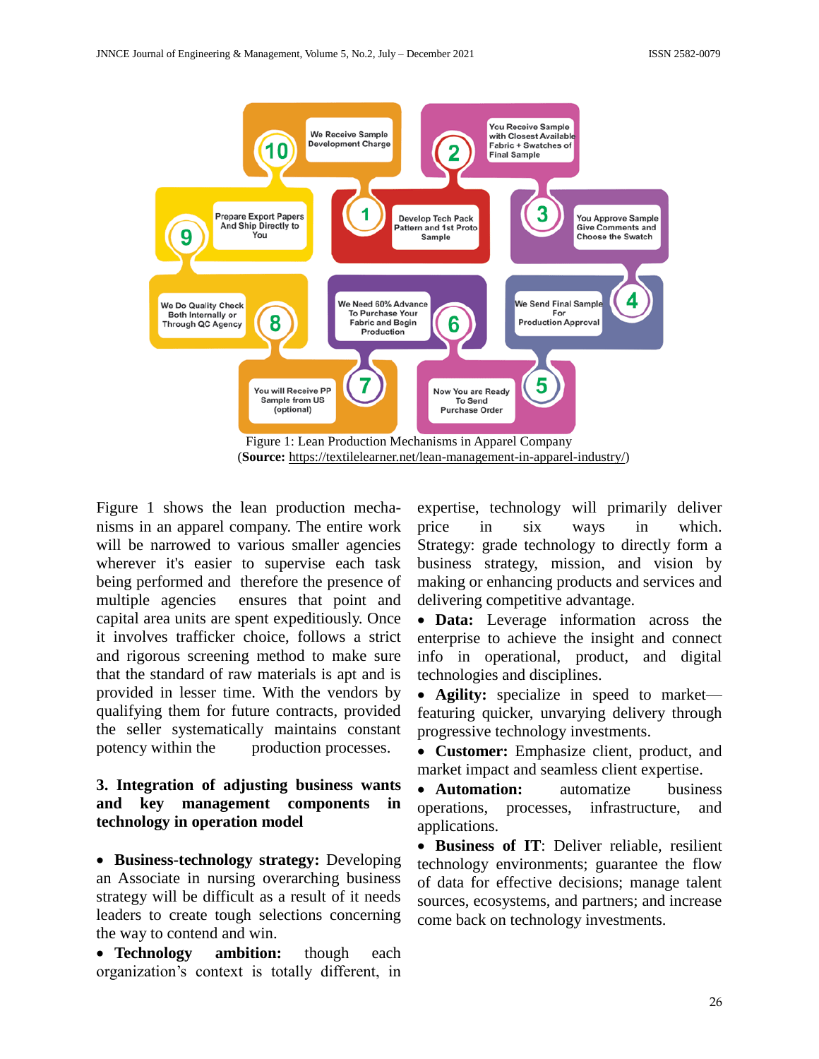Figure 1: Lean Production Mechanisms in Apparel Company
(**Source:** https://textilelearner.net/lean-management-in-apparel-industry/)

Figure 1 shows the lean production mechanisms in an apparel company. The entire work will be narrowed to various smaller agencies wherever it's easier to supervise each task being performed and therefore the presence of multiple agencies ensures that point and capital area units are spent expeditiously. Once it involves trafficker choice, follows a strict and rigorous screening method to make sure that the standard of raw materials is apt and is provided in lesser time. With the vendors by qualifying them for future contracts, provided the seller systematically maintains constant potency within the production processes.

## 3. Integration of adjusting business wants and key management components in technology in operation model

- **Business-technology strategy:** Developing an Associate in nursing overarching business strategy will be difficult as a result of it needs leaders to create tough selections concerning the way to contend and win.
- **Technology ambition:** though each organization's context is totally different, in expertise, technology will primarily deliver price in six ways in which. Strategy: grade technology to directly form a business strategy, mission, and vision by making or enhancing products and services and delivering competitive advantage.
- **Data:** Leverage information across the enterprise to achieve the insight and connect info in operational, product, and digital technologies and disciplines.
- **Agility:** specialize in speed to market—featuring quicker, unvarying delivery through progressive technology investments.
- **Customer:** Emphasize client, product, and market impact and seamless client expertise.
- **Automation:** automatize business operations, processes, infrastructure, and applications.
- **Business of IT**: Deliver reliable, resilient technology environments; guarantee the flow of data for effective decisions; manage talent sources, ecosystems, and partners; and increase come back on technology investments.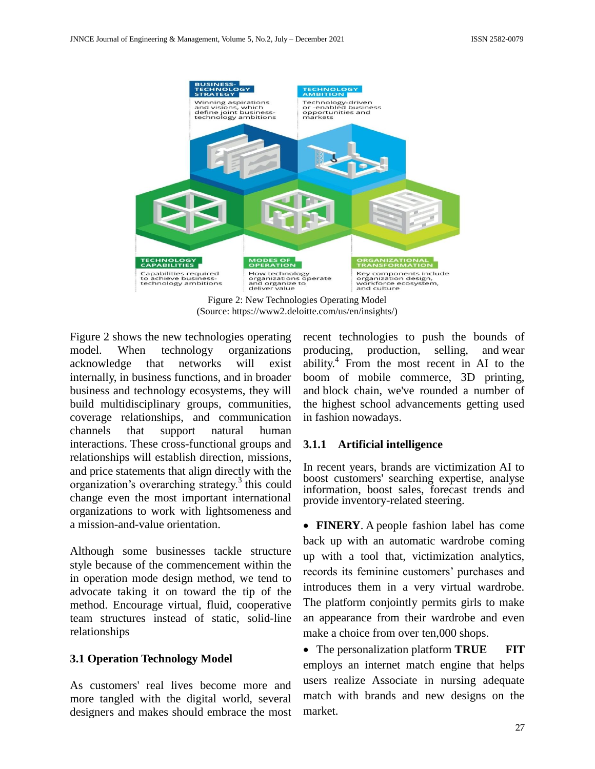Figure 2: New Technologies Operating Model
(Source: https://www2.deloitte.com/us/en/insights/)

Figure 2 shows the new technologies operating model. When technology organizations acknowledge that networks will exist internally, in business functions, and in broader business and technology ecosystems, they will build multidisciplinary groups, communities, coverage relationships, and communication channels that support natural human interactions. These cross-functional groups and relationships will establish direction, missions, and price statements that align directly with the organization's overarching strategy.[3] this could change even the most important international organizations to work with lightsomeness and a mission-and-value orientation.

Although some businesses tackle structure style because of the commencement within the in operation mode design method, we tend to advocate taking it on toward the tip of the method. Encourage virtual, fluid, cooperative team structures instead of static, solid-line relationships

### 3.1 Operation Technology Model

As customers' real lives become more and more tangled with the digital world, several designers and makes should embrace the most recent technologies to push the bounds of producing, production, selling, and wear ability.[4] From the most recent in AI to the boom of mobile commerce, 3D printing, and block chain, we've rounded a number of the highest school advancements getting used in fashion nowadays.

#### 3.1.1 Artificial intelligence

In recent years, brands are victimization AI to boost customers' searching expertise, analyse information, boost sales, forecast trends and provide inventory-related steering.

- **FINERY**. A people fashion label has come back up with an automatic wardrobe coming up with a tool that, victimization analytics, records its feminine customers' purchases and introduces them in a very virtual wardrobe. The platform conjointly permits girls to make an appearance from their wardrobe and even make a choice from over ten,000 shops.
- The personalization platform **TRUE FIT** employs an internet match engine that helps users realize Associate in nursing adequate match with brands and new designs on the market.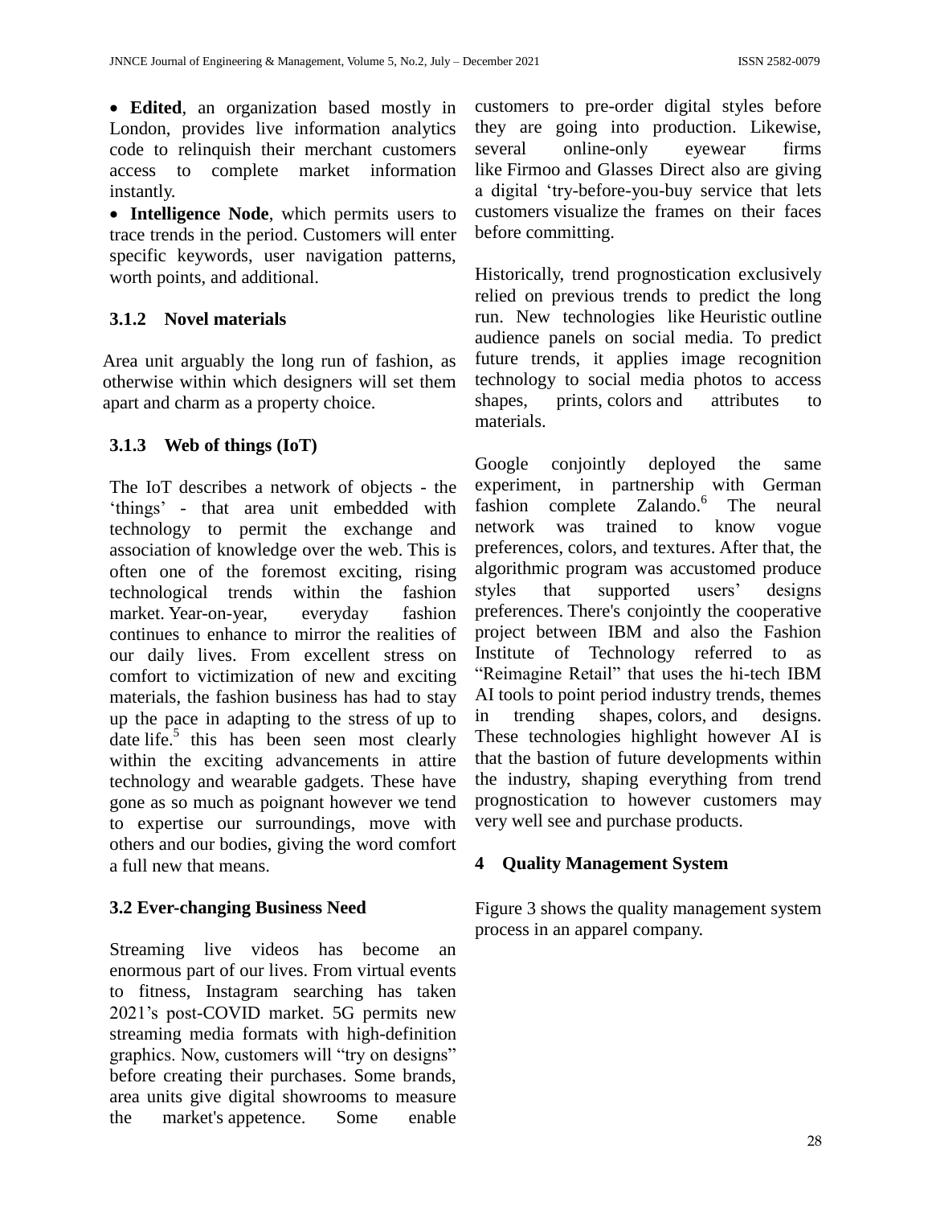- **Edited**, an organization based mostly in London, provides live information analytics code to relinquish their merchant customers access to complete market information instantly.
- **Intelligence Node**, which permits users to trace trends in the period. Customers will enter specific keywords, user navigation patterns, worth points, and additional.

### 3.1.2 Novel materials

Area unit arguably the long run of fashion, as otherwise within which designers will set them apart and charm as a property choice.

### 3.1.3 Web of things (IoT)

The IoT describes a network of objects - the 'things' - that area unit embedded with technology to permit the exchange and association of knowledge over the web. This is often one of the foremost exciting, rising technological trends within the fashion market. Year-on-year, everyday fashion continues to enhance to mirror the realities of our daily lives. From excellent stress on comfort to victimization of new and exciting materials, the fashion business has had to stay up the pace in adapting to the stress of up to date life.[5] this has been seen most clearly within the exciting advancements in attire technology and wearable gadgets. These have gone as so much as poignant however we tend to expertise our surroundings, move with others and our bodies, giving the word comfort a full new that means.

### 3.2 Ever-changing Business Need

Streaming live videos has become an enormous part of our lives. From virtual events to fitness, Instagram searching has taken 2021's post-COVID market. 5G permits new streaming media formats with high-definition graphics. Now, customers will "try on designs" before creating their purchases. Some brands, area units give digital showrooms to measure the market's appetence. Some enable customers to pre-order digital styles before they are going into production. Likewise, several online-only eyewear firms like Firmoo and Glasses Direct also are giving a digital 'try-before-you-buy service that lets customers visualize the frames on their faces before committing.

Historically, trend prognostication exclusively relied on previous trends to predict the long run. New technologies like Heuristic outline audience panels on social media. To predict future trends, it applies image recognition technology to social media photos to access shapes, prints, colors and attributes to materials.

Google conjointly deployed the same experiment, in partnership with German fashion complete Zalando.[6] The neural network was trained to know vogue preferences, colors, and textures. After that, the algorithmic program was accustomed produce styles that supported users' designs preferences. There's conjointly the cooperative project between IBM and also the Fashion Institute of Technology referred to as "Reimagine Retail" that uses the hi-tech IBM AI tools to point period industry trends, themes in trending shapes, colors, and designs. These technologies highlight however AI is that the bastion of future developments within the industry, shaping everything from trend prognostication to however customers may very well see and purchase products.

## 4 Quality Management System

Figure 3 shows the quality management system process in an apparel company.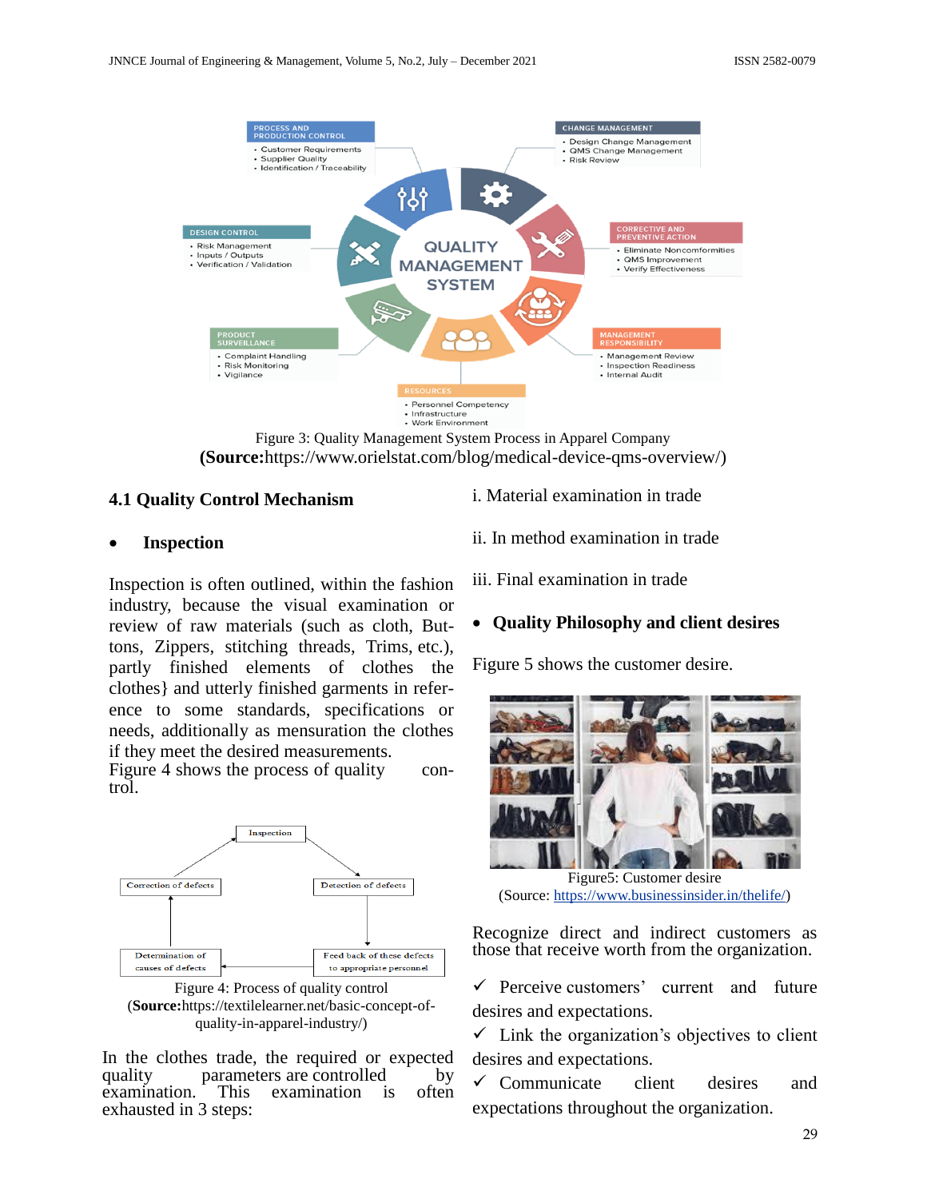Figure 3: Quality Management System Process in Apparel Company
**(Source:**https://www.orielstat.com/blog/medical-device-qms-overview/)

### 4.1 Quality Control Mechanism

- **Inspection**

Inspection is often outlined, within the fashion industry, because the visual examination or review of raw materials (such as cloth, Buttons, Zippers, stitching threads, Trims, etc.), partly finished elements of clothes the clothes} and utterly finished garments in reference to some standards, specifications or needs, additionally as mensuration the clothes if they meet the desired measurements.
Figure 4 shows the process of quality control.

Figure 4: Process of quality control
(**Source:**https://textilelearner.net/basic-concept-of-quality-in-apparel-industry/)

In the clothes trade, the required or expected quality parameters are controlled by examination. This examination is often exhausted in 3 steps:

i. Material examination in trade

ii. In method examination in trade

iii. Final examination in trade

- **Quality Philosophy and client desires**

Figure 5 shows the customer desire.

Figure5: Customer desire
(Source: https://www.businessinsider.in/thelife/)

Recognize direct and indirect customers as those that receive worth from the organization.

✓ Perceive customers' current and future desires and expectations.

✓ Link the organization's objectives to client desires and expectations.

✓ Communicate client desires and expectations throughout the organization.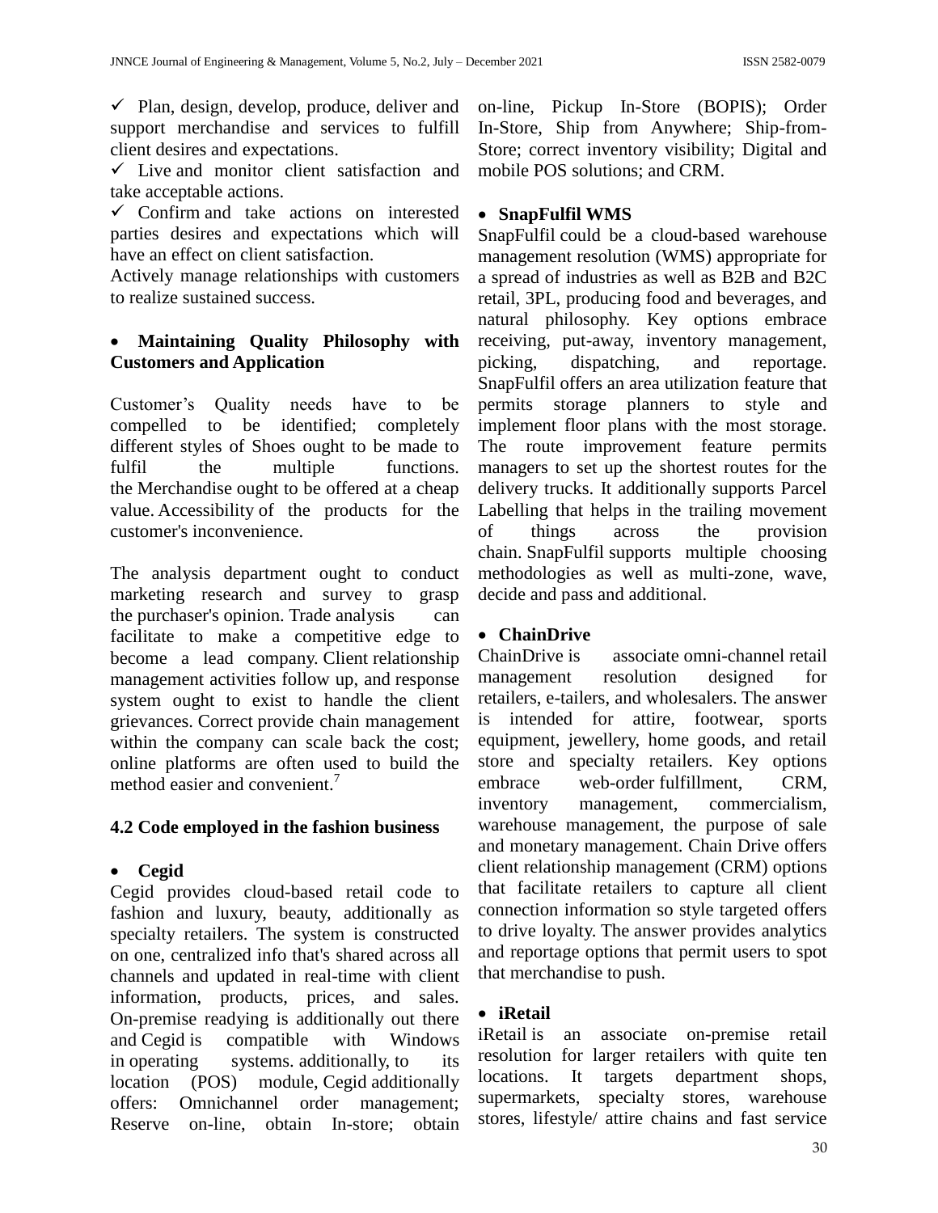- ✓ Plan, design, develop, produce, deliver and support merchandise and services to fulfill client desires and expectations.
- ✓ Live and monitor client satisfaction and take acceptable actions.
- ✓ Confirm and take actions on interested parties desires and expectations which will have an effect on client satisfaction.

Actively manage relationships with customers to realize sustained success.

- **Maintaining Quality Philosophy with Customers and Application**

Customer's Quality needs have to be compelled to be identified; completely different styles of Shoes ought to be made to fulfil the multiple functions. the Merchandise ought to be offered at a cheap value. Accessibility of the products for the customer's inconvenience.

The analysis department ought to conduct marketing research and survey to grasp the purchaser's opinion. Trade analysis can facilitate to make a competitive edge to become a lead company. Client relationship management activities follow up, and response system ought to exist to handle the client grievances. Correct provide chain management within the company can scale back the cost; online platforms are often used to build the method easier and convenient.[7]

### 4.2 Code employed in the fashion business

- **Cegid**

Cegid provides cloud-based retail code to fashion and luxury, beauty, additionally as specialty retailers. The system is constructed on one, centralized info that's shared across all channels and updated in real-time with client information, products, prices, and sales. On-premise readying is additionally out there and Cegid is compatible with Windows in operating systems. additionally, to its location (POS) module, Cegid additionally offers: Omnichannel order management; Reserve on-line, obtain In-store; obtain on-line, Pickup In-Store (BOPIS); Order In-Store, Ship from Anywhere; Ship-from-Store; correct inventory visibility; Digital and mobile POS solutions; and CRM.

- **SnapFulfil WMS**

SnapFulfil could be a cloud-based warehouse management resolution (WMS) appropriate for a spread of industries as well as B2B and B2C retail, 3PL, producing food and beverages, and natural philosophy. Key options embrace receiving, put-away, inventory management, picking, dispatching, and reportage. SnapFulfil offers an area utilization feature that permits storage planners to style and implement floor plans with the most storage. The route improvement feature permits managers to set up the shortest routes for the delivery trucks. It additionally supports Parcel Labelling that helps in the trailing movement of things across the provision chain. SnapFulfil supports multiple choosing methodologies as well as multi-zone, wave, decide and pass and additional.

- **ChainDrive**

ChainDrive is associate omni-channel retail management resolution designed for retailers, e-tailers, and wholesalers. The answer is intended for attire, footwear, sports equipment, jewellery, home goods, and retail store and specialty retailers. Key options embrace web-order fulfillment, CRM, inventory management, commercialism, warehouse management, the purpose of sale and monetary management. Chain Drive offers client relationship management (CRM) options that facilitate retailers to capture all client connection information so style targeted offers to drive loyalty. The answer provides analytics and reportage options that permit users to spot that merchandise to push.

- **iRetail**

iRetail is an associate on-premise retail resolution for larger retailers with quite ten locations. It targets department shops, supermarkets, specialty stores, warehouse stores, lifestyle/ attire chains and fast service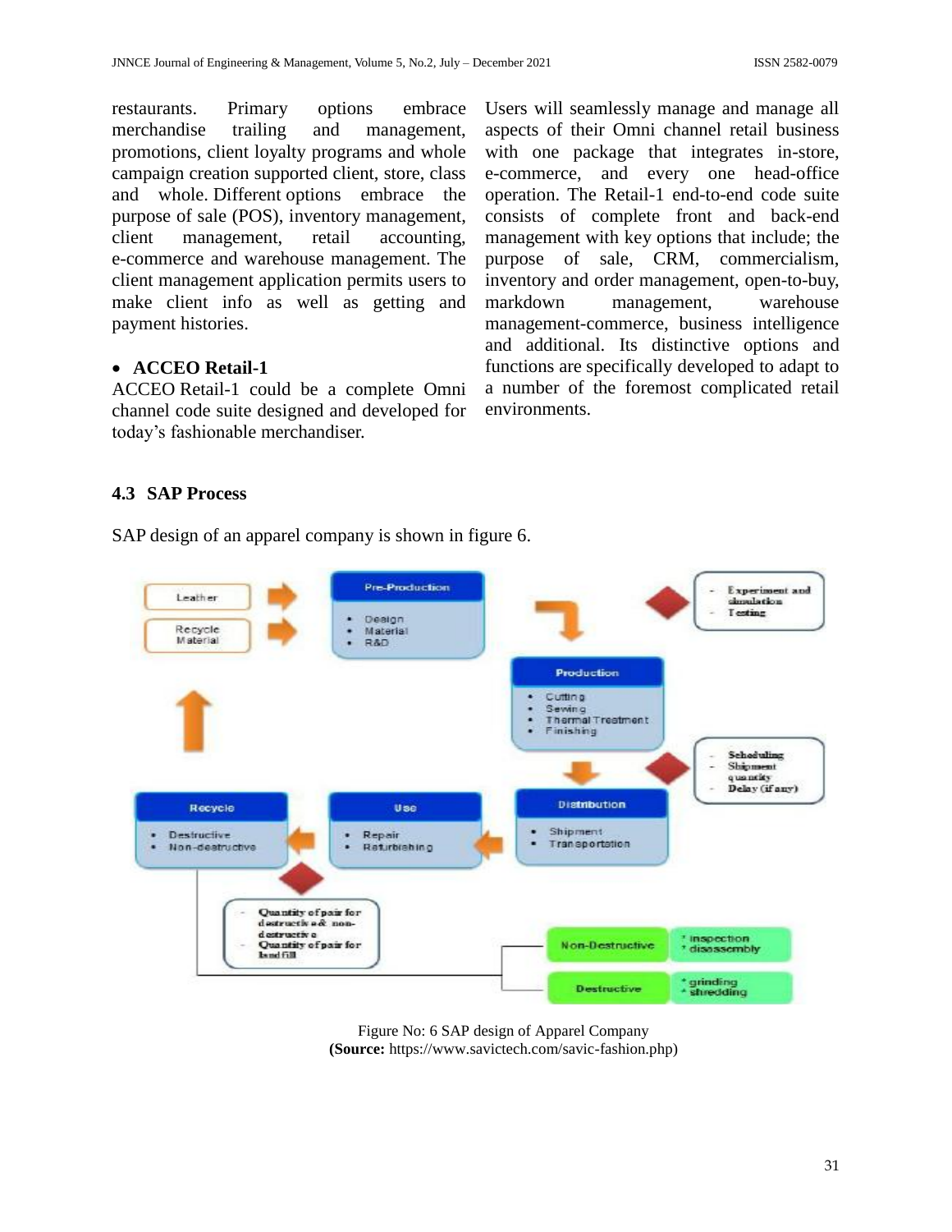restaurants. Primary options embrace merchandise trailing and management, promotions, client loyalty programs and whole campaign creation supported client, store, class and whole. Different options embrace the purpose of sale (POS), inventory management, client management, retail accounting, e-commerce and warehouse management. The client management application permits users to make client info as well as getting and payment histories.

- **ACCEO Retail-1**

ACCEO Retail-1 could be a complete Omni channel code suite designed and developed for today's fashionable merchandiser. Users will seamlessly manage and manage all aspects of their Omni channel retail business with one package that integrates in-store, e-commerce, and every one head-office operation. The Retail-1 end-to-end code suite consists of complete front and back-end management with key options that include; the purpose of sale, CRM, commercialism, inventory and order management, open-to-buy, markdown management, warehouse management-commerce, business intelligence and additional. Its distinctive options and functions are specifically developed to adapt to a number of the foremost complicated retail environments.

### 4.3 SAP Process

SAP design of an apparel company is shown in figure 6.

Figure No: 6 SAP design of Apparel Company
**(Source:** https://www.savictech.com/savic-fashion.php)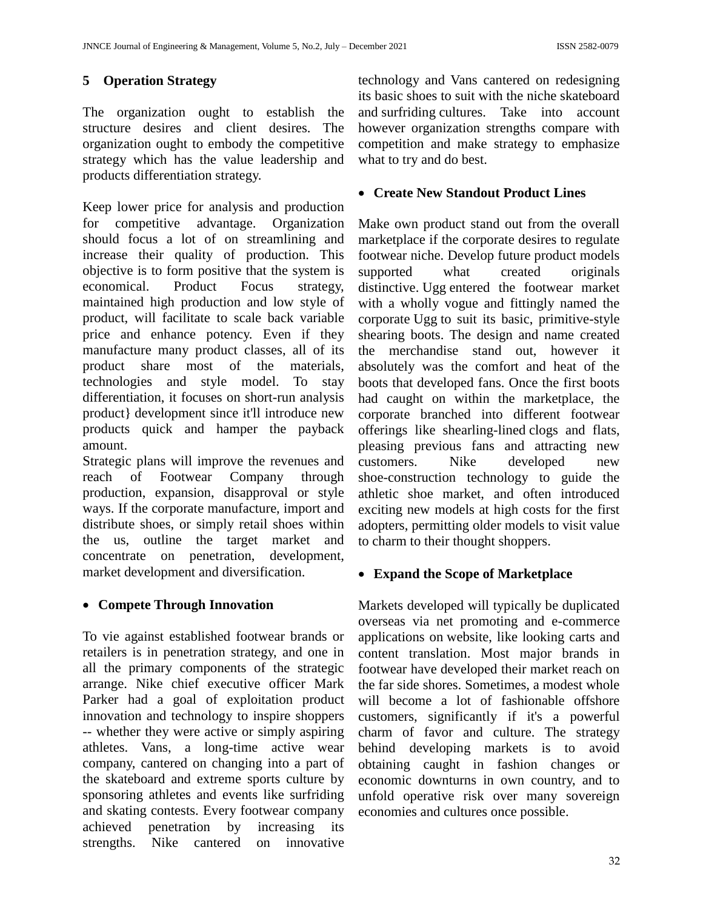## 5 Operation Strategy

The organization ought to establish the structure desires and client desires. The organization ought to embody the competitive strategy which has the value leadership and products differentiation strategy.

Keep lower price for analysis and production for competitive advantage. Organization should focus a lot of on streamlining and increase their quality of production. This objective is to form positive that the system is economical. Product Focus strategy, maintained high production and low style of product, will facilitate to scale back variable price and enhance potency. Even if they manufacture many product classes, all of its product share most of the materials, technologies and style model. To stay differentiation, it focuses on short-run analysis product} development since it'll introduce new products quick and hamper the payback amount.

Strategic plans will improve the revenues and reach of Footwear Company through production, expansion, disapproval or style ways. If the corporate manufacture, import and distribute shoes, or simply retail shoes within the us, outline the target market and concentrate on penetration, development, market development and diversification.

- **Compete Through Innovation**

To vie against established footwear brands or retailers is in penetration strategy, and one in all the primary components of the strategic arrange. Nike chief executive officer Mark Parker had a goal of exploitation product innovation and technology to inspire shoppers -- whether they were active or simply aspiring athletes. Vans, a long-time active wear company, cantered on changing into a part of the skateboard and extreme sports culture by sponsoring athletes and events like surfriding and skating contests. Every footwear company achieved penetration by increasing its strengths. Nike cantered on innovative technology and Vans cantered on redesigning its basic shoes to suit with the niche skateboard and surfriding cultures. Take into account however organization strengths compare with competition and make strategy to emphasize what to try and do best.

- **Create New Standout Product Lines**

Make own product stand out from the overall marketplace if the corporate desires to regulate footwear niche. Develop future product models supported what created originals distinctive. Ugg entered the footwear market with a wholly vogue and fittingly named the corporate Ugg to suit its basic, primitive-style shearing boots. The design and name created the merchandise stand out, however it absolutely was the comfort and heat of the boots that developed fans. Once the first boots had caught on within the marketplace, the corporate branched into different footwear offerings like shearling-lined clogs and flats, pleasing previous fans and attracting new customers. Nike developed new shoe-construction technology to guide the athletic shoe market, and often introduced exciting new models at high costs for the first adopters, permitting older models to visit value to charm to their thought shoppers.

- **Expand the Scope of Marketplace**

Markets developed will typically be duplicated overseas via net promoting and e-commerce applications on website, like looking carts and content translation. Most major brands in footwear have developed their market reach on the far side shores. Sometimes, a modest whole will become a lot of fashionable offshore customers, significantly if it's a powerful charm of favor and culture. The strategy behind developing markets is to avoid obtaining caught in fashion changes or economic downturns in own country, and to unfold operative risk over many sovereign economies and cultures once possible.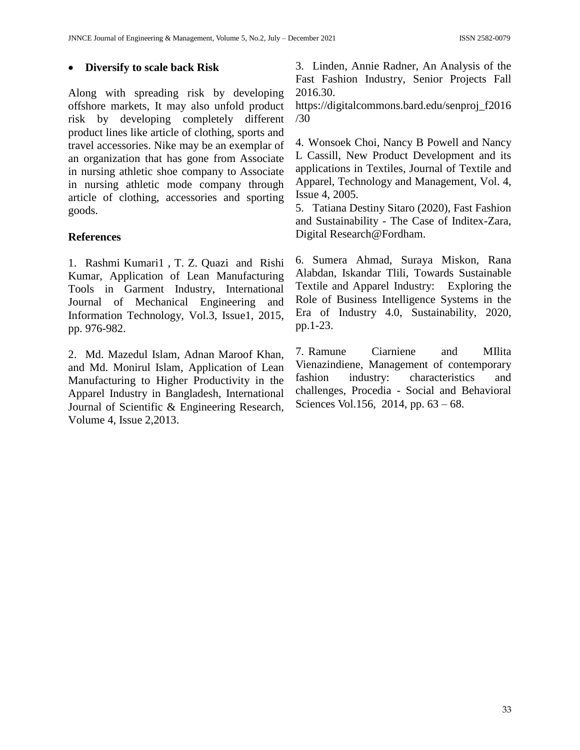- **Diversify to scale back Risk**

Along with spreading risk by developing offshore markets, It may also unfold product risk by developing completely different product lines like article of clothing, sports and travel accessories. Nike may be an exemplar of an organization that has gone from Associate in nursing athletic shoe company to Associate in nursing athletic mode company through article of clothing, accessories and sporting goods.

**References**

1. Rashmi Kumari1 , T. Z. Quazi and Rishi Kumar, Application of Lean Manufacturing Tools in Garment Industry, International Journal of Mechanical Engineering and Information Technology, Vol.3, Issue1, 2015, pp. 976-982.

2. Md. Mazedul Islam, Adnan Maroof Khan, and Md. Monirul Islam, Application of Lean Manufacturing to Higher Productivity in the Apparel Industry in Bangladesh, International Journal of Scientific & Engineering Research, Volume 4, Issue 2,2013.

3. Linden, Annie Radner, An Analysis of the Fast Fashion Industry, Senior Projects Fall 2016.30. https://digitalcommons.bard.edu/senproj_f2016/30

4. Wonsoek Choi, Nancy B Powell and Nancy L Cassill, New Product Development and its applications in Textiles, Journal of Textile and Apparel, Technology and Management, Vol. 4, Issue 4, 2005.

5. Tatiana Destiny Sitaro (2020), Fast Fashion and Sustainability - The Case of Inditex-Zara, Digital Research@Fordham.

6. Sumera Ahmad, Suraya Miskon, Rana Alabdan, Iskandar Tlili, Towards Sustainable Textile and Apparel Industry: Exploring the Role of Business Intelligence Systems in the Era of Industry 4.0, Sustainability, 2020, pp.1-23.

7. Ramune Ciarniene and MIlita Vienazindiene, Management of contemporary fashion industry: characteristics and challenges, Procedia - Social and Behavioral Sciences Vol.156, 2014, pp. 63 – 68.